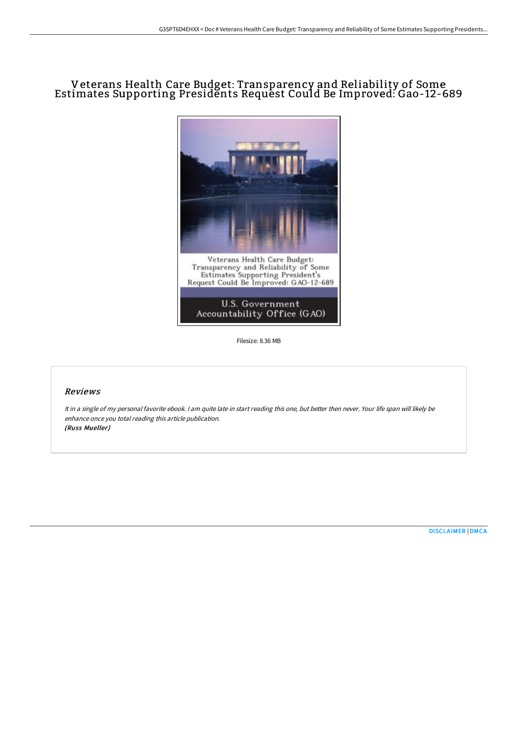# Veterans Health Care Budget: Transparency and Reliability of Some Estimates Supporting Presidents Request Could Be Improved: Gao-12-689

Filesize: 8.36 MB

## Reviews

*It in a single of my personal favorite ebook. I am quite late in start reading this one, but better then never. Your life span will likely be enhance once you total reading this article publication.*
***(Russ Mueller)***

DISCLAIMER | DMCA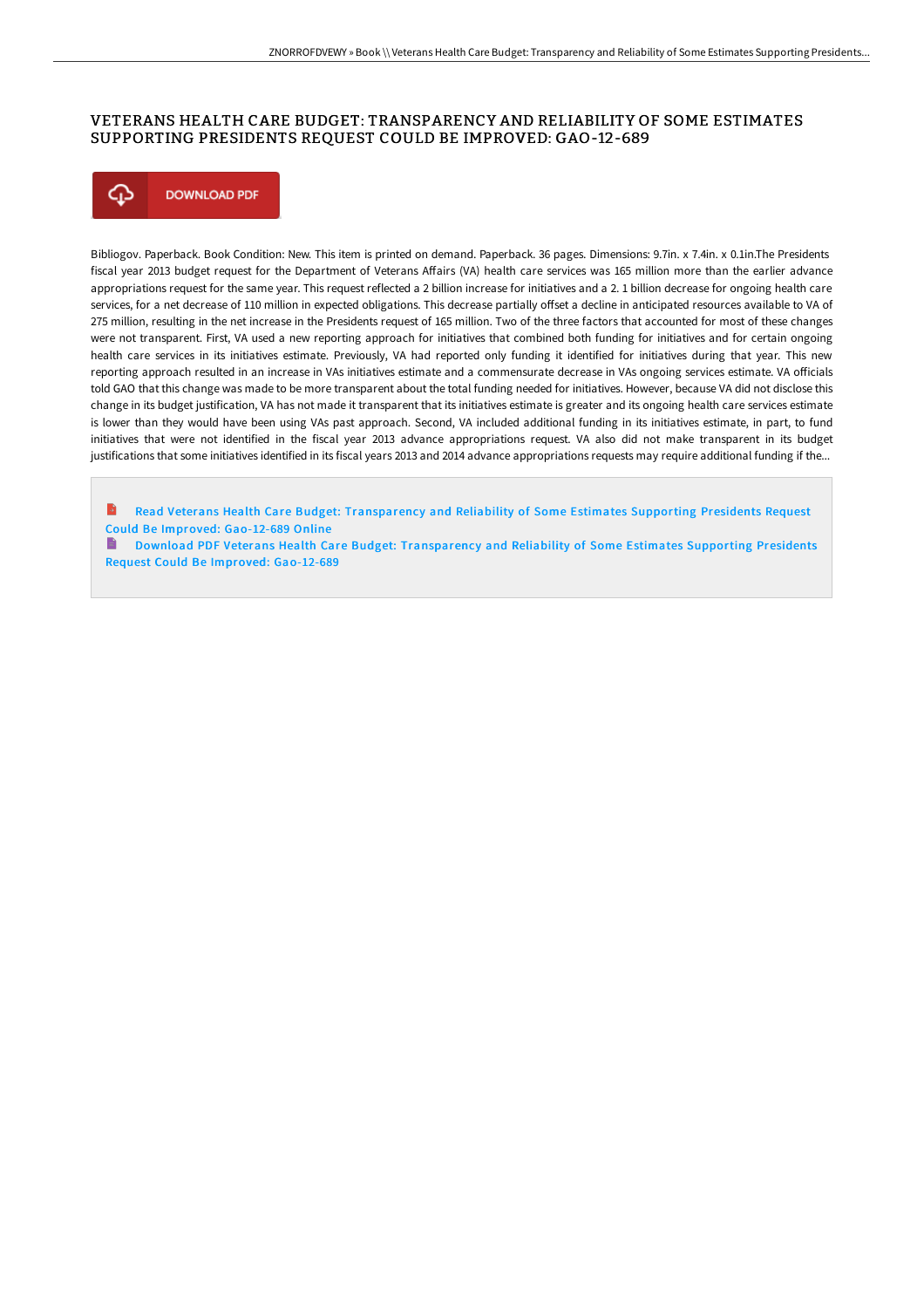# VETERANS HEALTH CARE BUDGET: TRANSPARENCY AND RELIABILITY OF SOME ESTIMATES SUPPORTING PRESIDENTS REQUEST COULD BE IMPROVED: GAO-12-689

DOWNLOAD PDF

Bibliogov. Paperback. Book Condition: New. This item is printed on demand. Paperback. 36 pages. Dimensions: 9.7in. x 7.4in. x 0.1in.The Presidents fiscal year 2013 budget request for the Department of Veterans Affairs (VA) health care services was 165 million more than the earlier advance appropriations request for the same year. This request reflected a 2 billion increase for initiatives and a 2. 1 billion decrease for ongoing health care services, for a net decrease of 110 million in expected obligations. This decrease partially offset a decline in anticipated resources available to VA of 275 million, resulting in the net increase in the Presidents request of 165 million. Two of the three factors that accounted for most of these changes were not transparent. First, VA used a new reporting approach for initiatives that combined both funding for initiatives and for certain ongoing health care services in its initiatives estimate. Previously, VA had reported only funding it identified for initiatives during that year. This new reporting approach resulted in an increase in VAs initiatives estimate and a commensurate decrease in VAs ongoing services estimate. VA officials told GAO that this change was made to be more transparent about the total funding needed for initiatives. However, because VA did not disclose this change in its budget justification, VA has not made it transparent that its initiatives estimate is greater and its ongoing health care services estimate is lower than they would have been using VAs past approach. Second, VA included additional funding in its initiatives estimate, in part, to fund initiatives that were not identified in the fiscal year 2013 advance appropriations request. VA also did not make transparent in its budget justifications that some initiatives identified in its fiscal years 2013 and 2014 advance appropriations requests may require additional funding if the...

Read Veterans Health Care Budget: Transparency and Reliability of Some Estimates Supporting Presidents Request Could Be Improved: Gao-12-689 Online

Download PDF Veterans Health Care Budget: Transparency and Reliability of Some Estimates Supporting Presidents Request Could Be Improved: Gao-12-689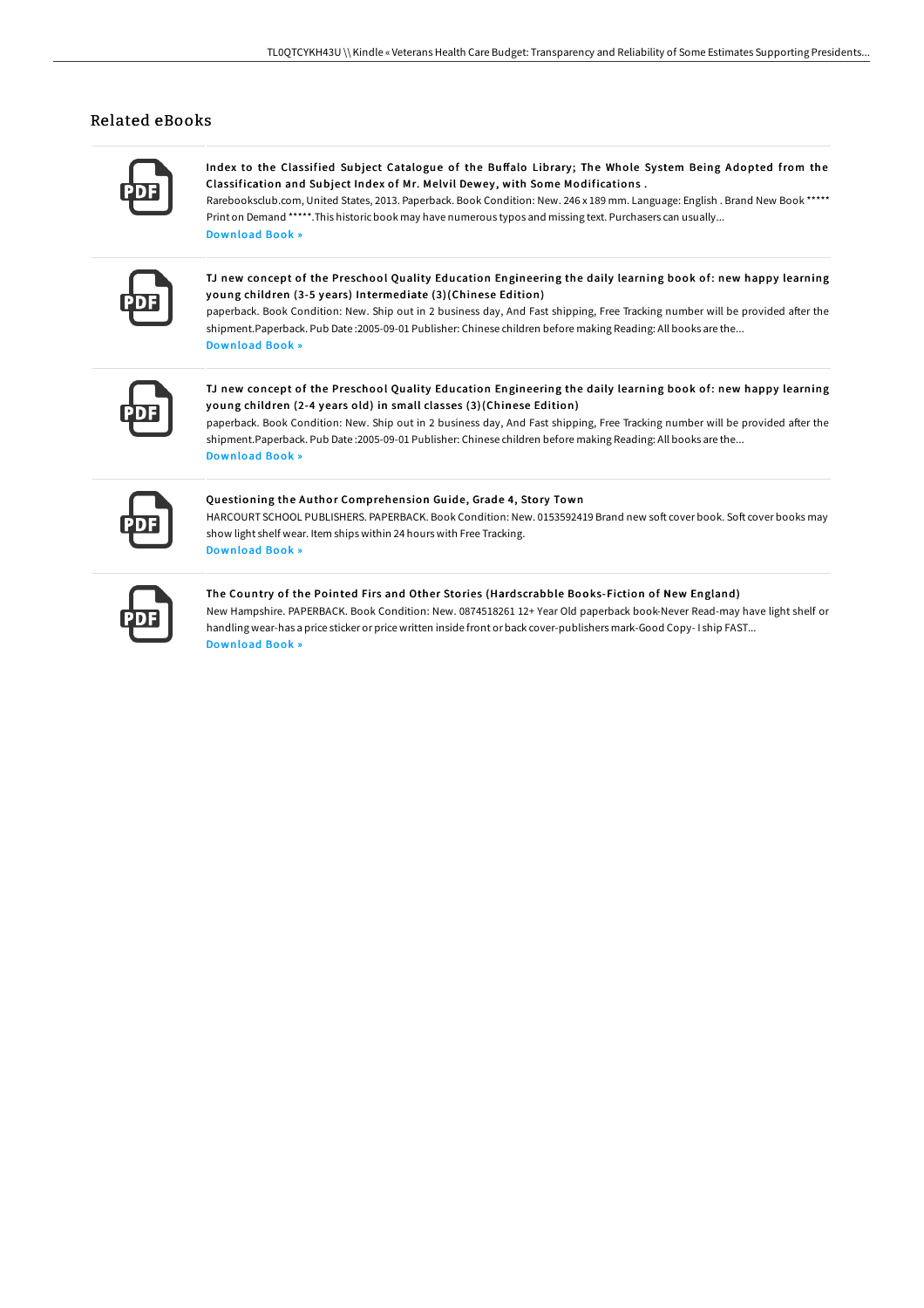## Related eBooks

**Index to the Classified Subject Catalogue of the Buffalo Library; The Whole System Being Adopted from the Classification and Subject Index of Mr. Melvil Dewey, with Some Modifications .**

Rarebooksclub.com, United States, 2013. Paperback. Book Condition: New. 246 x 189 mm. Language: English . Brand New Book ***** Print on Demand *****.This historic book may have numerous typos and missing text. Purchasers can usually...

Download Book »

**TJ new concept of the Preschool Quality Education Engineering the daily learning book of: new happy learning young children (3-5 years) Intermediate (3)(Chinese Edition)**

paperback. Book Condition: New. Ship out in 2 business day, And Fast shipping, Free Tracking number will be provided after the shipment.Paperback. Pub Date :2005-09-01 Publisher: Chinese children before making Reading: All books are the...

Download Book »

**TJ new concept of the Preschool Quality Education Engineering the daily learning book of: new happy learning young children (2-4 years old) in small classes (3)(Chinese Edition)**

paperback. Book Condition: New. Ship out in 2 business day, And Fast shipping, Free Tracking number will be provided after the shipment.Paperback. Pub Date :2005-09-01 Publisher: Chinese children before making Reading: All books are the...

Download Book »

**Questioning the Author Comprehension Guide, Grade 4, Story Town**

HARCOURT SCHOOL PUBLISHERS. PAPERBACK. Book Condition: New. 0153592419 Brand new soft cover book. Soft cover books may show light shelf wear. Item ships within 24 hours with Free Tracking.

Download Book »

**The Country of the Pointed Firs and Other Stories (Hardscrabble Books-Fiction of New England)**

New Hampshire. PAPERBACK. Book Condition: New. 0874518261 12+ Year Old paperback book-Never Read-may have light shelf or handling wear-has a price sticker or price written inside front or back cover-publishers mark-Good Copy- I ship FAST...

Download Book »